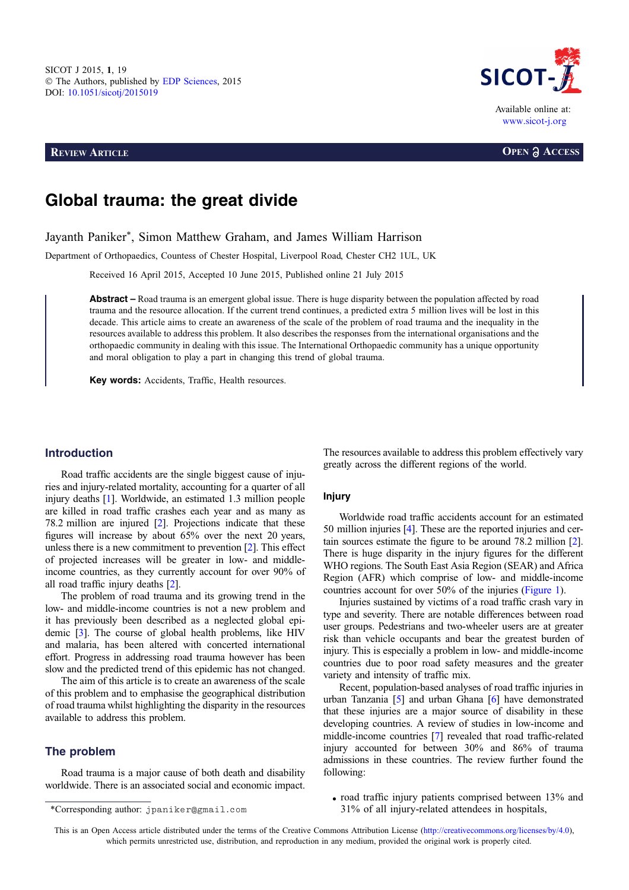Review Article

Open Access

# Global trauma: the great divide

Jayanth Paniker*, Simon Matthew Graham, and James William Harrison

Department of Orthopaedics, Countess of Chester Hospital, Liverpool Road, Chester CH2 1UL, UK

Received 16 April 2015, Accepted 10 June 2015, Published online 21 July 2015

**Abstract –** Road trauma is an emergent global issue. There is huge disparity between the population affected by road trauma and the resource allocation. If the current trend continues, a predicted extra 5 million lives will be lost in this decade. This article aims to create an awareness of the scale of the problem of road trauma and the inequality in the resources available to address this problem. It also describes the responses from the international organisations and the orthopaedic community in dealing with this issue. The International Orthopaedic community has a unique opportunity and moral obligation to play a part in changing this trend of global trauma.

**Key words:** Accidents, Traffic, Health resources.

## Introduction

Road traffic accidents are the single biggest cause of injuries and injury-related mortality, accounting for a quarter of all injury deaths [1]. Worldwide, an estimated 1.3 million people are killed in road traffic crashes each year and as many as 78.2 million are injured [2]. Projections indicate that these figures will increase by about 65% over the next 20 years, unless there is a new commitment to prevention [2]. This effect of projected increases will be greater in low- and middle-income countries, as they currently account for over 90% of all road traffic injury deaths [2].

The problem of road trauma and its growing trend in the low- and middle-income countries is not a new problem and it has previously been described as a neglected global epidemic [3]. The course of global health problems, like HIV and malaria, has been altered with concerted international effort. Progress in addressing road trauma however has been slow and the predicted trend of this epidemic has not changed.

The aim of this article is to create an awareness of the scale of this problem and to emphasise the geographical distribution of road trauma whilst highlighting the disparity in the resources available to address this problem.

## The problem

Road trauma is a major cause of both death and disability worldwide. There is an associated social and economic impact. The resources available to address this problem effectively vary greatly across the different regions of the world.

### Injury

Worldwide road traffic accidents account for an estimated 50 million injuries [4]. These are the reported injuries and certain sources estimate the figure to be around 78.2 million [2]. There is huge disparity in the injury figures for the different WHO regions. The South East Asia Region (SEAR) and Africa Region (AFR) which comprise of low- and middle-income countries account for over 50% of the injuries (Figure 1).

Injuries sustained by victims of a road traffic crash vary in type and severity. There are notable differences between road user groups. Pedestrians and two-wheeler users are at greater risk than vehicle occupants and bear the greatest burden of injury. This is especially a problem in low- and middle-income countries due to poor road safety measures and the greater variety and intensity of traffic mix.

Recent, population-based analyses of road traffic injuries in urban Tanzania [5] and urban Ghana [6] have demonstrated that these injuries are a major source of disability in these developing countries. A review of studies in low-income and middle-income countries [7] revealed that road traffic-related injury accounted for between 30% and 86% of trauma admissions in these countries. The review further found the following:

- road traffic injury patients comprised between 13% and 31% of all injury-related attendees in hospitals,

*Corresponding author: jpaniker@gmail.com

This is an Open Access article distributed under the terms of the Creative Commons Attribution License (http://creativecommons.org/licenses/by/4.0), which permits unrestricted use, distribution, and reproduction in any medium, provided the original work is properly cited.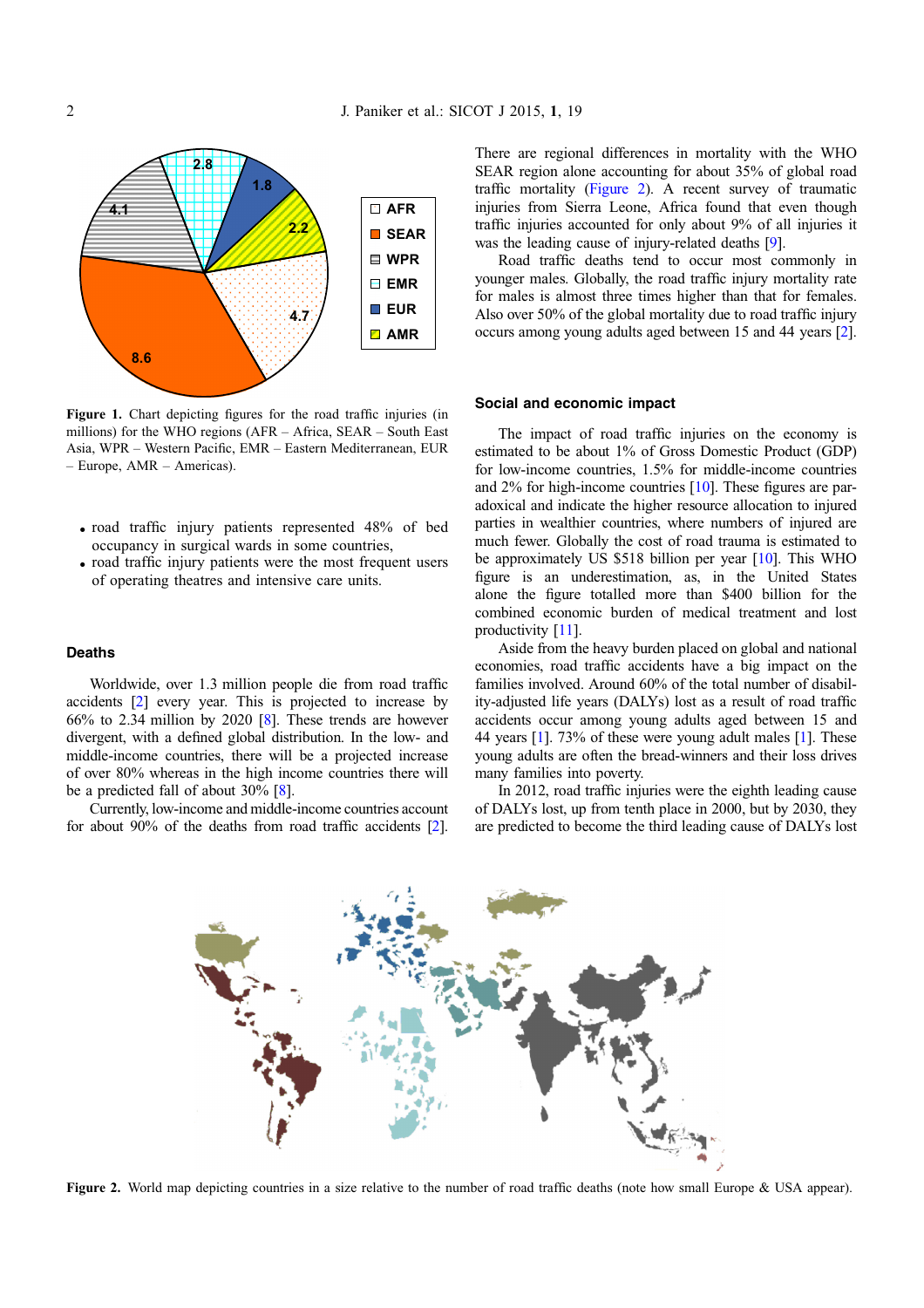Figure 1. Chart depicting figures for the road traffic injuries (in millions) for the WHO regions (AFR – Africa, SEAR – South East Asia, WPR – Western Pacific, EMR – Eastern Mediterranean, EUR – Europe, AMR – Americas).

- road traffic injury patients represented 48% of bed occupancy in surgical wards in some countries,
- road traffic injury patients were the most frequent users of operating theatres and intensive care units.

## Deaths

Worldwide, over 1.3 million people die from road traffic accidents [2] every year. This is projected to increase by 66% to 2.34 million by 2020 [8]. These trends are however divergent, with a defined global distribution. In the low- and middle-income countries, there will be a projected increase of over 80% whereas in the high income countries there will be a predicted fall of about 30% [8].

Currently, low-income and middle-income countries account for about 90% of the deaths from road traffic accidents [2]. There are regional differences in mortality with the WHO SEAR region alone accounting for about 35% of global road traffic mortality (Figure 2). A recent survey of traumatic injuries from Sierra Leone, Africa found that even though traffic injuries accounted for only about 9% of all injuries it was the leading cause of injury-related deaths [9].

Road traffic deaths tend to occur most commonly in younger males. Globally, the road traffic injury mortality rate for males is almost three times higher than that for females. Also over 50% of the global mortality due to road traffic injury occurs among young adults aged between 15 and 44 years [2].

## Social and economic impact

The impact of road traffic injuries on the economy is estimated to be about 1% of Gross Domestic Product (GDP) for low-income countries, 1.5% for middle-income countries and 2% for high-income countries [10]. These figures are paradoxical and indicate the higher resource allocation to injured parties in wealthier countries, where numbers of injured are much fewer. Globally the cost of road trauma is estimated to be approximately US $518 billion per year [10]. This WHO figure is an underestimation, as, in the United States alone the figure totalled more than $400 billion for the combined economic burden of medical treatment and lost productivity [11].

Aside from the heavy burden placed on global and national economies, road traffic accidents have a big impact on the families involved. Around 60% of the total number of disability-adjusted life years (DALYs) lost as a result of road traffic accidents occur among young adults aged between 15 and 44 years [1]. 73% of these were young adult males [1]. These young adults are often the bread-winners and their loss drives many families into poverty.

In 2012, road traffic injuries were the eighth leading cause of DALYs lost, up from tenth place in 2000, but by 2030, they are predicted to become the third leading cause of DALYs lost

Figure 2. World map depicting countries in a size relative to the number of road traffic deaths (note how small Europe & USA appear).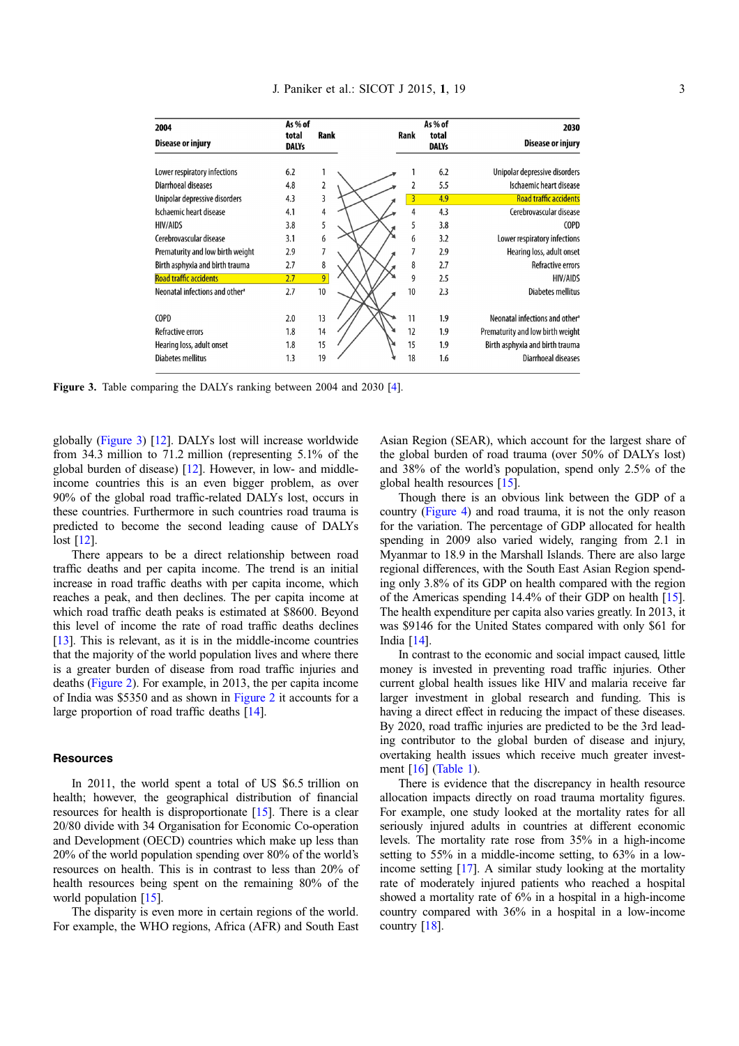| 2004 Disease or injury | As % of total DALYs | Rank | Rank | As % of total DALYs | 2030 Disease or injury |
|---|---|---|---|---|---|
| Lower respiratory infections | 6.2 | 1 | 1 | 6.2 | Unipolar depressive disorders |
| Diarrhoeal diseases | 4.8 | 2 | 2 | 5.5 | Ischaemic heart disease |
| Unipolar depressive disorders | 4.3 | 3 | 3 | 4.9 | Road traffic accidents |
| Ischaemic heart disease | 4.1 | 4 | 4 | 4.3 | Cerebrovascular disease |
| HIV/AIDS | 3.8 | 5 | 5 | 3.8 | COPD |
| Cerebrovascular disease | 3.1 | 6 | 6 | 3.2 | Lower respiratory infections |
| Prematurity and low birth weight | 2.9 | 7 | 7 | 2.9 | Hearing loss, adult onset |
| Birth asphyxia and birth trauma | 2.7 | 8 | 8 | 2.7 | Refractive errors |
| Road traffic accidents | 2.7 | 9 | 9 | 2.5 | HIV/AIDS |
| Neonatal infections and other[a] | 2.7 | 10 | 10 | 2.3 | Diabetes mellitus |
| COPD | 2.0 | 13 | 11 | 1.9 | Neonatal infections and other[a] |
| Refractive errors | 1.8 | 14 | 12 | 1.9 | Prematurity and low birth weight |
| Hearing loss, adult onset | 1.8 | 15 | 15 | 1.9 | Birth asphyxia and birth trauma |
| Diabetes mellitus | 1.3 | 19 | 18 | 1.6 | Diarrhoeal diseases |

**Figure 3.** Table comparing the DALYs ranking between 2004 and 2030 [4].

globally (Figure 3) [12]. DALYs lost will increase worldwide from 34.3 million to 71.2 million (representing 5.1% of the global burden of disease) [12]. However, in low- and middle-income countries this is an even bigger problem, as over 90% of the global road traffic-related DALYs lost, occurs in these countries. Furthermore in such countries road trauma is predicted to become the second leading cause of DALYs lost [12].

There appears to be a direct relationship between road traffic deaths and per capita income. The trend is an initial increase in road traffic deaths with per capita income, which reaches a peak, and then declines. The per capita income at which road traffic death peaks is estimated at $8600. Beyond this level of income the rate of road traffic deaths declines [13]. This is relevant, as it is in the middle-income countries that the majority of the world population lives and where there is a greater burden of disease from road traffic injuries and deaths (Figure 2). For example, in 2013, the per capita income of India was $5350 and as shown in Figure 2 it accounts for a large proportion of road traffic deaths [14].

## Resources

In 2011, the world spent a total of US $6.5 trillion on health; however, the geographical distribution of financial resources for health is disproportionate [15]. There is a clear 20/80 divide with 34 Organisation for Economic Co-operation and Development (OECD) countries which make up less than 20% of the world population spending over 80% of the world's resources on health. This is in contrast to less than 20% of health resources being spent on the remaining 80% of the world population [15].

The disparity is even more in certain regions of the world. For example, the WHO regions, Africa (AFR) and South East Asian Region (SEAR), which account for the largest share of the global burden of road trauma (over 50% of DALYs lost) and 38% of the world's population, spend only 2.5% of the global health resources [15].

Though there is an obvious link between the GDP of a country (Figure 4) and road trauma, it is not the only reason for the variation. The percentage of GDP allocated for health spending in 2009 also varied widely, ranging from 2.1 in Myanmar to 18.9 in the Marshall Islands. There are also large regional differences, with the South East Asian Region spending only 3.8% of its GDP on health compared with the region of the Americas spending 14.4% of their GDP on health [15]. The health expenditure per capita also varies greatly. In 2013, it was $9146 for the United States compared with only $61 for India [14].

In contrast to the economic and social impact caused, little money is invested in preventing road traffic injuries. Other current global health issues like HIV and malaria receive far larger investment in global research and funding. This is having a direct effect in reducing the impact of these diseases. By 2020, road traffic injuries are predicted to be the 3rd leading contributor to the global burden of disease and injury, overtaking health issues which receive much greater investment [16] (Table 1).

There is evidence that the discrepancy in health resource allocation impacts directly on road trauma mortality figures. For example, one study looked at the mortality rates for all seriously injured adults in countries at different economic levels. The mortality rate rose from 35% in a high-income setting to 55% in a middle-income setting, to 63% in a low-income setting [17]. A similar study looking at the mortality rate of moderately injured patients who reached a hospital showed a mortality rate of 6% in a hospital in a high-income country compared with 36% in a hospital in a low-income country [18].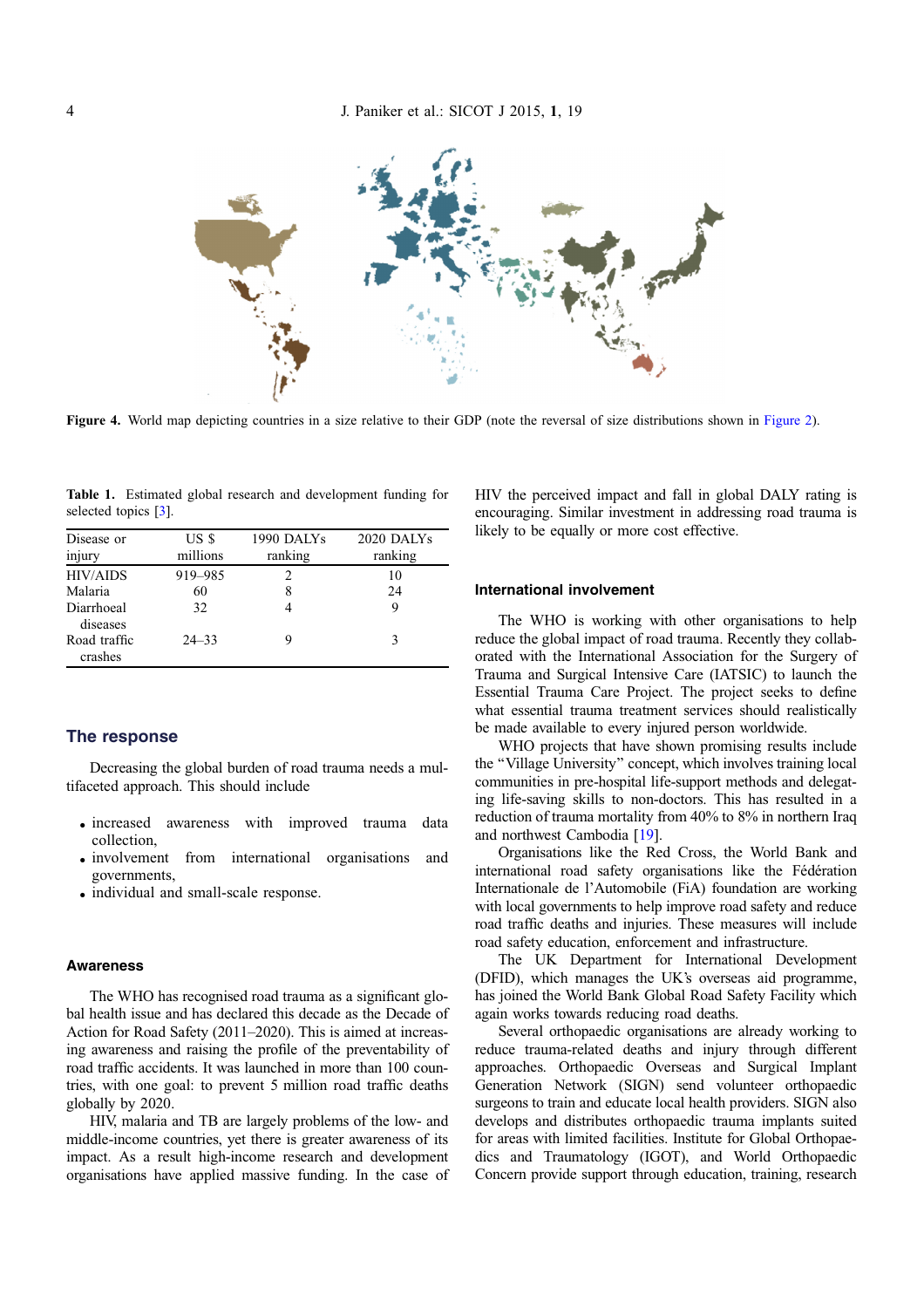Figure 4. World map depicting countries in a size relative to their GDP (note the reversal of size distributions shown in Figure 2).

Table 1. Estimated global research and development funding for selected topics [3].

| Disease or injury | US $ millions | 1990 DALYs ranking | 2020 DALYs ranking |
|---|---|---|---|
| HIV/AIDS | 919–985 | 2 | 10 |
| Malaria | 60 | 8 | 24 |
| Diarrhoeal diseases | 32 | 4 | 9 |
| Road traffic crashes | 24–33 | 9 | 3 |

## The response

Decreasing the global burden of road trauma needs a multifaceted approach. This should include

- increased awareness with improved trauma data collection,
- involvement from international organisations and governments,
- individual and small-scale response.

### Awareness

The WHO has recognised road trauma as a significant global health issue and has declared this decade as the Decade of Action for Road Safety (2011–2020). This is aimed at increasing awareness and raising the profile of the preventability of road traffic accidents. It was launched in more than 100 countries, with one goal: to prevent 5 million road traffic deaths globally by 2020.

HIV, malaria and TB are largely problems of the low- and middle-income countries, yet there is greater awareness of its impact. As a result high-income research and development organisations have applied massive funding. In the case of HIV the perceived impact and fall in global DALY rating is encouraging. Similar investment in addressing road trauma is likely to be equally or more cost effective.

### International involvement

The WHO is working with other organisations to help reduce the global impact of road trauma. Recently they collaborated with the International Association for the Surgery of Trauma and Surgical Intensive Care (IATSIC) to launch the Essential Trauma Care Project. The project seeks to define what essential trauma treatment services should realistically be made available to every injured person worldwide.

WHO projects that have shown promising results include the "Village University" concept, which involves training local communities in pre-hospital life-support methods and delegating life-saving skills to non-doctors. This has resulted in a reduction of trauma mortality from 40% to 8% in northern Iraq and northwest Cambodia [19].

Organisations like the Red Cross, the World Bank and international road safety organisations like the Fédération Internationale de l'Automobile (FiA) foundation are working with local governments to help improve road safety and reduce road traffic deaths and injuries. These measures will include road safety education, enforcement and infrastructure.

The UK Department for International Development (DFID), which manages the UK's overseas aid programme, has joined the World Bank Global Road Safety Facility which again works towards reducing road deaths.

Several orthopaedic organisations are already working to reduce trauma-related deaths and injury through different approaches. Orthopaedic Overseas and Surgical Implant Generation Network (SIGN) send volunteer orthopaedic surgeons to train and educate local health providers. SIGN also develops and distributes orthopaedic trauma implants suited for areas with limited facilities. Institute for Global Orthopaedics and Traumatology (IGOT), and World Orthopaedic Concern provide support through education, training, research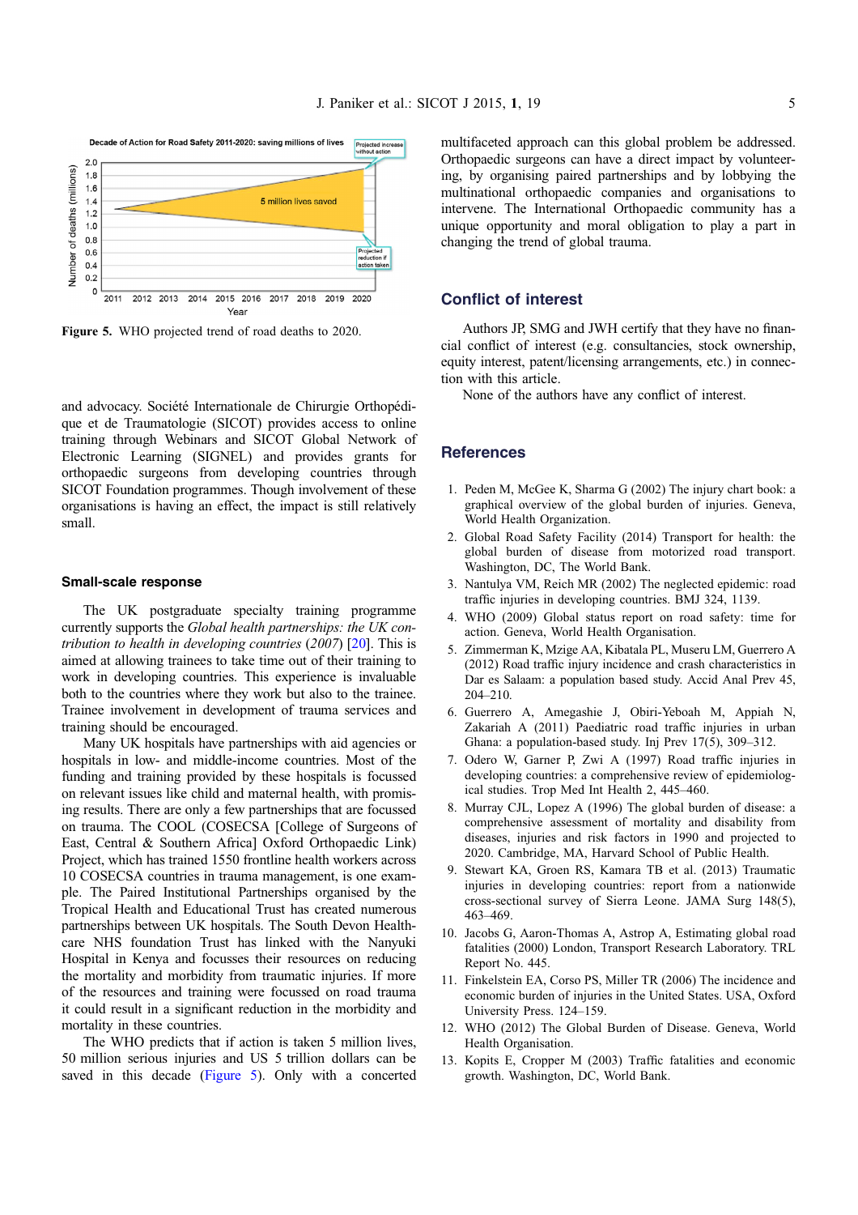Figure 5. WHO projected trend of road deaths to 2020.

and advocacy. Société Internationale de Chirurgie Orthopédique et de Traumatologie (SICOT) provides access to online training through Webinars and SICOT Global Network of Electronic Learning (SIGNEL) and provides grants for orthopaedic surgeons from developing countries through SICOT Foundation programmes. Though involvement of these organisations is having an effect, the impact is still relatively small.

### Small-scale response

The UK postgraduate specialty training programme currently supports the *Global health partnerships: the UK contribution to health in developing countries* (*2007*) [20]. This is aimed at allowing trainees to take time out of their training to work in developing countries. This experience is invaluable both to the countries where they work but also to the trainee. Trainee involvement in development of trauma services and training should be encouraged.

Many UK hospitals have partnerships with aid agencies or hospitals in low- and middle-income countries. Most of the funding and training provided by these hospitals is focussed on relevant issues like child and maternal health, with promising results. There are only a few partnerships that are focussed on trauma. The COOL (COSECSA [College of Surgeons of East, Central & Southern Africa] Oxford Orthopaedic Link) Project, which has trained 1550 frontline health workers across 10 COSECSA countries in trauma management, is one example. The Paired Institutional Partnerships organised by the Tropical Health and Educational Trust has created numerous partnerships between UK hospitals. The South Devon Healthcare NHS foundation Trust has linked with the Nanyuki Hospital in Kenya and focusses their resources on reducing the mortality and morbidity from traumatic injuries. If more of the resources and training were focussed on road trauma it could result in a significant reduction in the morbidity and mortality in these countries.

The WHO predicts that if action is taken 5 million lives, 50 million serious injuries and US 5 trillion dollars can be saved in this decade (Figure 5). Only with a concerted multifaceted approach can this global problem be addressed. Orthopaedic surgeons can have a direct impact by volunteering, by organising paired partnerships and by lobbying the multinational orthopaedic companies and organisations to intervene. The International Orthopaedic community has a unique opportunity and moral obligation to play a part in changing the trend of global trauma.

## Conflict of interest

Authors JP, SMG and JWH certify that they have no financial conflict of interest (e.g. consultancies, stock ownership, equity interest, patent/licensing arrangements, etc.) in connection with this article.

None of the authors have any conflict of interest.

## References

1. Peden M, McGee K, Sharma G (2002) The injury chart book: a graphical overview of the global burden of injuries. Geneva, World Health Organization.
2. Global Road Safety Facility (2014) Transport for health: the global burden of disease from motorized road transport. Washington, DC, The World Bank.
3. Nantulya VM, Reich MR (2002) The neglected epidemic: road traffic injuries in developing countries. BMJ 324, 1139.
4. WHO (2009) Global status report on road safety: time for action. Geneva, World Health Organisation.
5. Zimmerman K, Mzige AA, Kibatala PL, Museru LM, Guerrero A (2012) Road traffic injury incidence and crash characteristics in Dar es Salaam: a population based study. Accid Anal Prev 45, 204–210.
6. Guerrero A, Amegashie J, Obiri-Yeboah M, Appiah N, Zakariah A (2011) Paediatric road traffic injuries in urban Ghana: a population-based study. Inj Prev 17(5), 309–312.
7. Odero W, Garner P, Zwi A (1997) Road traffic injuries in developing countries: a comprehensive review of epidemiological studies. Trop Med Int Health 2, 445–460.
8. Murray CJL, Lopez A (1996) The global burden of disease: a comprehensive assessment of mortality and disability from diseases, injuries and risk factors in 1990 and projected to 2020. Cambridge, MA, Harvard School of Public Health.
9. Stewart KA, Groen RS, Kamara TB et al. (2013) Traumatic injuries in developing countries: report from a nationwide cross-sectional survey of Sierra Leone. JAMA Surg 148(5), 463–469.
10. Jacobs G, Aaron-Thomas A, Astrop A, Estimating global road fatalities (2000) London, Transport Research Laboratory. TRL Report No. 445.
11. Finkelstein EA, Corso PS, Miller TR (2006) The incidence and economic burden of injuries in the United States. USA, Oxford University Press. 124–159.
12. WHO (2012) The Global Burden of Disease. Geneva, World Health Organisation.
13. Kopits E, Cropper M (2003) Traffic fatalities and economic growth. Washington, DC, World Bank.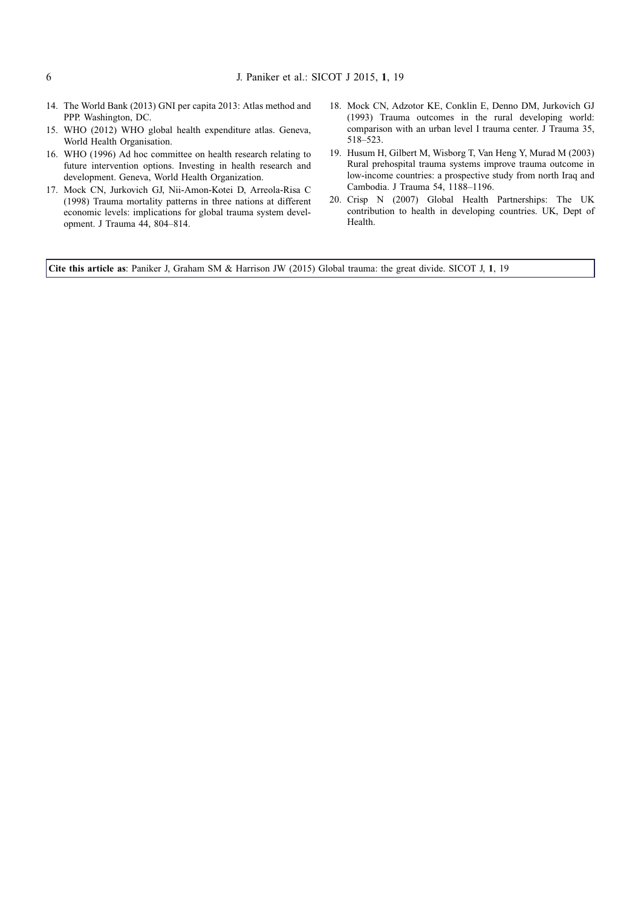14. The World Bank (2013) GNI per capita 2013: Atlas method and PPP. Washington, DC.
15. WHO (2012) WHO global health expenditure atlas. Geneva, World Health Organisation.
16. WHO (1996) Ad hoc committee on health research relating to future intervention options. Investing in health research and development. Geneva, World Health Organization.
17. Mock CN, Jurkovich GJ, Nii-Amon-Kotei D, Arreola-Risa C (1998) Trauma mortality patterns in three nations at different economic levels: implications for global trauma system development. J Trauma 44, 804–814.
18. Mock CN, Adzotor KE, Conklin E, Denno DM, Jurkovich GJ (1993) Trauma outcomes in the rural developing world: comparison with an urban level I trauma center. J Trauma 35, 518–523.
19. Husum H, Gilbert M, Wisborg T, Van Heng Y, Murad M (2003) Rural prehospital trauma systems improve trauma outcome in low-income countries: a prospective study from north Iraq and Cambodia. J Trauma 54, 1188–1196.
20. Crisp N (2007) Global Health Partnerships: The UK contribution to health in developing countries. UK, Dept of Health.

**Cite this article as**: Paniker J, Graham SM & Harrison JW (2015) Global trauma: the great divide. SICOT J, **1**, 19